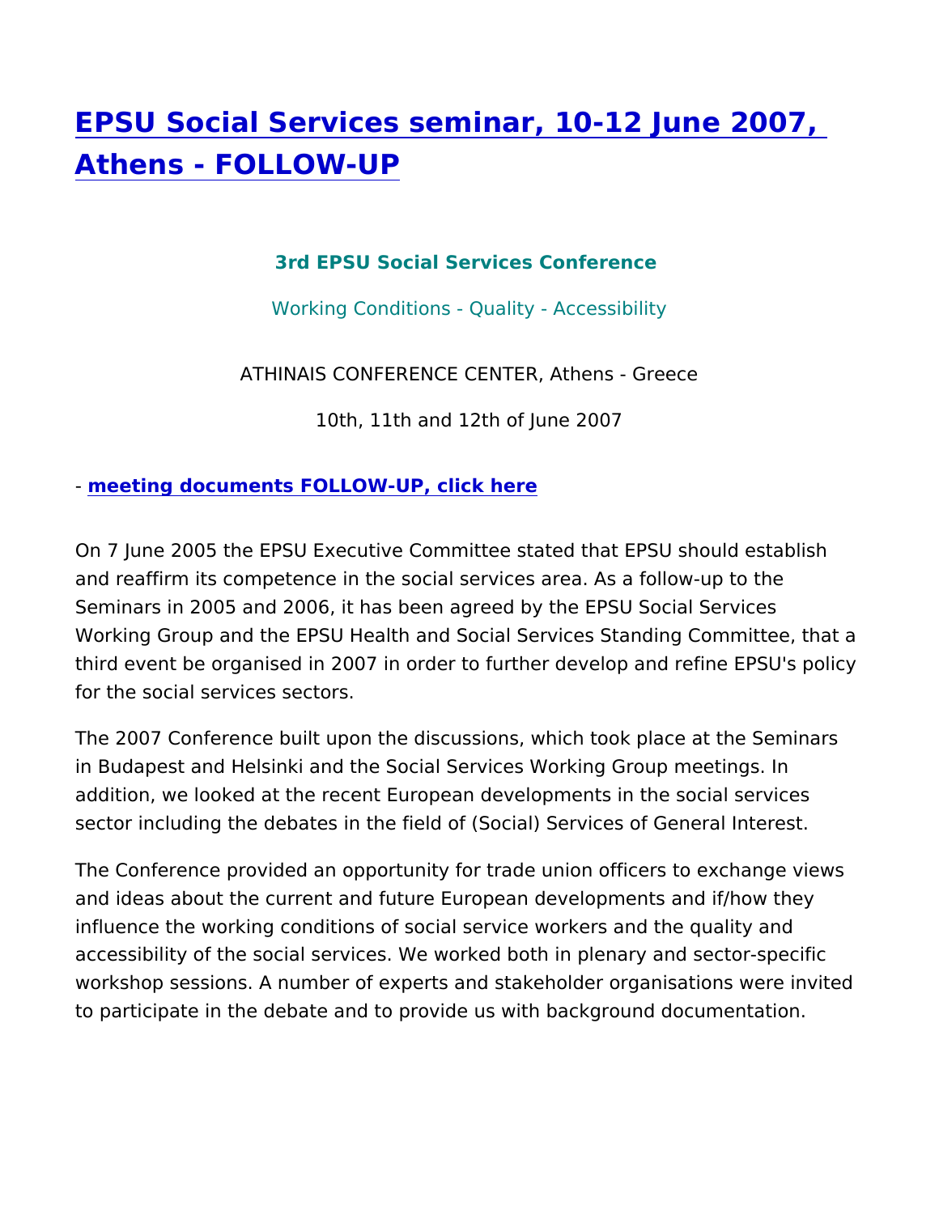# EPSU Social Services seminar, 10-12 June 2007, Athens - FOLLOW-UP

**3rd EPSU Social Services Conference**

Working Conditions - Quality - Accessibility

ATHINAIS CONFERENCE CENTER, Athens - Greece

10th, 11th and 12th of June 2007

- **meeting documents FOLLOW-UP, click here**

On 7 June 2005 the EPSU Executive Committee stated that EPSU should establish and reaffirm its competence in the social services area. As a follow-up to the Seminars in 2005 and 2006, it has been agreed by the EPSU Social Services Working Group and the EPSU Health and Social Services Standing Committee, that a third event be organised in 2007 in order to further develop and refine EPSU's policy for the social services sectors.

The 2007 Conference built upon the discussions, which took place at the Seminars in Budapest and Helsinki and the Social Services Working Group meetings. In addition, we looked at the recent European developments in the social services sector including the debates in the field of (Social) Services of General Interest.

The Conference provided an opportunity for trade union officers to exchange views and ideas about the current and future European developments and if/how they influence the working conditions of social service workers and the quality and accessibility of the social services. We worked both in plenary and sector-specific workshop sessions. A number of experts and stakeholder organisations were invited to participate in the debate and to provide us with background documentation.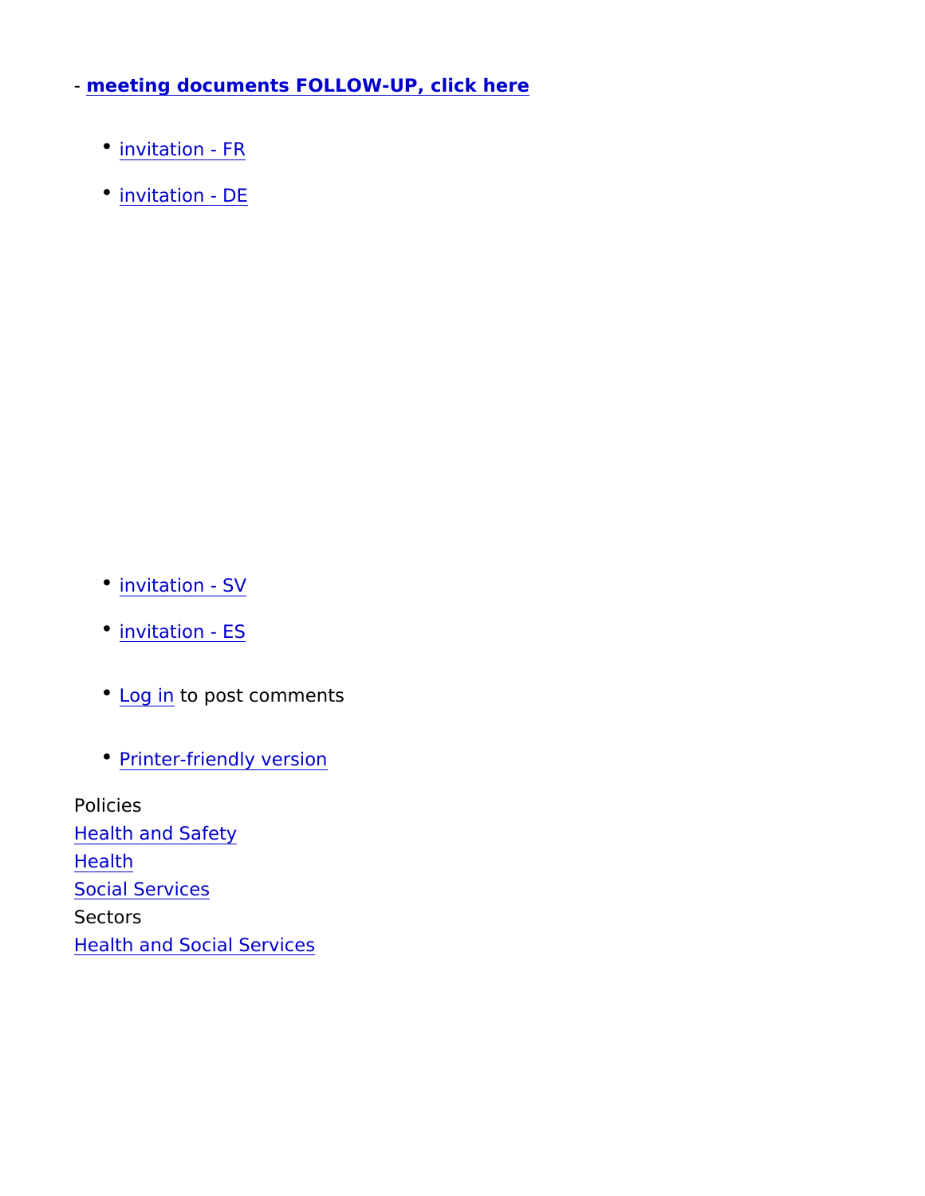- **meeting documents FOLLOW-UP, click here**

- invitation - FR
- invitation - DE

- invitation - SV
- invitation - ES

- Log in to post comments

- Printer-friendly version

Policies
Health and Safety
Health
Social Services
Sectors
Health and Social Services